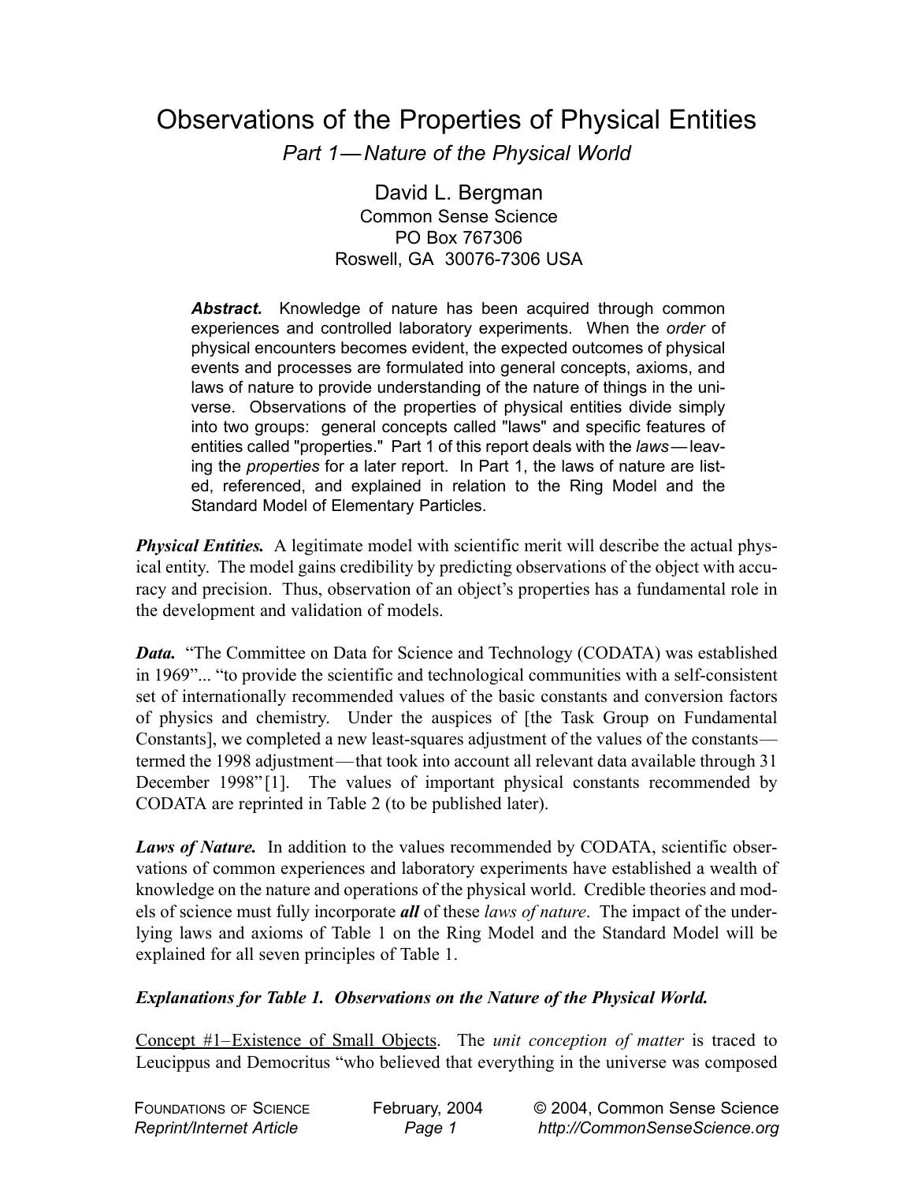# Observations of the Properties of Physical Entities

## *Part 1 — Nature of the Physical World*

David L. Bergman
Common Sense Science
PO Box 767306
Roswell, GA 30076-7306 USA

***Abstract.*** Knowledge of nature has been acquired through common experiences and controlled laboratory experiments. When the *order* of physical encounters becomes evident, the expected outcomes of physical events and processes are formulated into general concepts, axioms, and laws of nature to provide understanding of the nature of things in the universe. Observations of the properties of physical entities divide simply into two groups: general concepts called "laws" and specific features of entities called "properties." Part 1 of this report deals with the *laws* — leaving the *properties* for a later report. In Part 1, the laws of nature are listed, referenced, and explained in relation to the Ring Model and the Standard Model of Elementary Particles.

***Physical Entities.*** A legitimate model with scientific merit will describe the actual physical entity. The model gains credibility by predicting observations of the object with accuracy and precision. Thus, observation of an object's properties has a fundamental role in the development and validation of models.

***Data.*** "The Committee on Data for Science and Technology (CODATA) was established in 1969"... "to provide the scientific and technological communities with a self-consistent set of internationally recommended values of the basic constants and conversion factors of physics and chemistry. Under the auspices of [the Task Group on Fundamental Constants], we completed a new least-squares adjustment of the values of the constants — termed the 1998 adjustment — that took into account all relevant data available through 31 December 1998"[1]. The values of important physical constants recommended by CODATA are reprinted in Table 2 (to be published later).

***Laws of Nature.*** In addition to the values recommended by CODATA, scientific observations of common experiences and laboratory experiments have established a wealth of knowledge on the nature and operations of the physical world. Credible theories and models of science must fully incorporate ***all*** of these *laws of nature*. The impact of the underlying laws and axioms of Table 1 on the Ring Model and the Standard Model will be explained for all seven principles of Table 1.

***Explanations for Table 1. Observations on the Nature of the Physical World.***

Concept #1–Existence of Small Objects. The *unit conception of matter* is traced to Leucippus and Democritus "who believed that everything in the universe was composed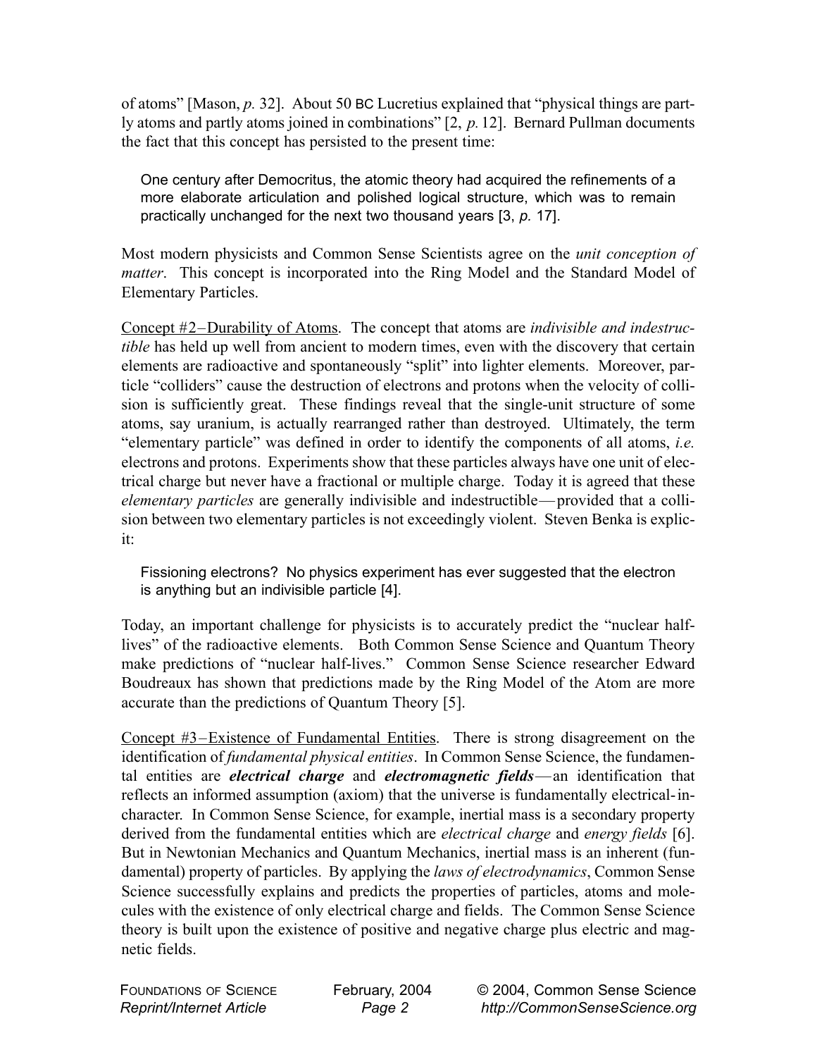of atoms" [Mason, *p.* 32]. About 50 BC Lucretius explained that "physical things are partly atoms and partly atoms joined in combinations" [2, *p.* 12]. Bernard Pullman documents the fact that this concept has persisted to the present time:

> One century after Democritus, the atomic theory had acquired the refinements of a more elaborate articulation and polished logical structure, which was to remain practically unchanged for the next two thousand years [3, *p.* 17].

Most modern physicists and Common Sense Scientists agree on the *unit conception of matter*. This concept is incorporated into the Ring Model and the Standard Model of Elementary Particles.

Concept #2–Durability of Atoms. The concept that atoms are *indivisible and indestructible* has held up well from ancient to modern times, even with the discovery that certain elements are radioactive and spontaneously "split" into lighter elements. Moreover, particle "colliders" cause the destruction of electrons and protons when the velocity of collision is sufficiently great. These findings reveal that the single-unit structure of some atoms, say uranium, is actually rearranged rather than destroyed. Ultimately, the term "elementary particle" was defined in order to identify the components of all atoms, *i.e.* electrons and protons. Experiments show that these particles always have one unit of electrical charge but never have a fractional or multiple charge. Today it is agreed that these *elementary particles* are generally indivisible and indestructible—provided that a collision between two elementary particles is not exceedingly violent. Steven Benka is explicit:

> Fissioning electrons? No physics experiment has ever suggested that the electron is anything but an indivisible particle [4].

Today, an important challenge for physicists is to accurately predict the "nuclear half-lives" of the radioactive elements. Both Common Sense Science and Quantum Theory make predictions of "nuclear half-lives." Common Sense Science researcher Edward Boudreaux has shown that predictions made by the Ring Model of the Atom are more accurate than the predictions of Quantum Theory [5].

Concept #3–Existence of Fundamental Entities. There is strong disagreement on the identification of *fundamental physical entities*. In Common Sense Science, the fundamental entities are ***electrical charge*** and ***electromagnetic fields***—an identification that reflects an informed assumption (axiom) that the universe is fundamentally electrical-in-character. In Common Sense Science, for example, inertial mass is a secondary property derived from the fundamental entities which are *electrical charge* and *energy fields* [6]. But in Newtonian Mechanics and Quantum Mechanics, inertial mass is an inherent (fundamental) property of particles. By applying the *laws of electrodynamics*, Common Sense Science successfully explains and predicts the properties of particles, atoms and molecules with the existence of only electrical charge and fields. The Common Sense Science theory is built upon the existence of positive and negative charge plus electric and magnetic fields.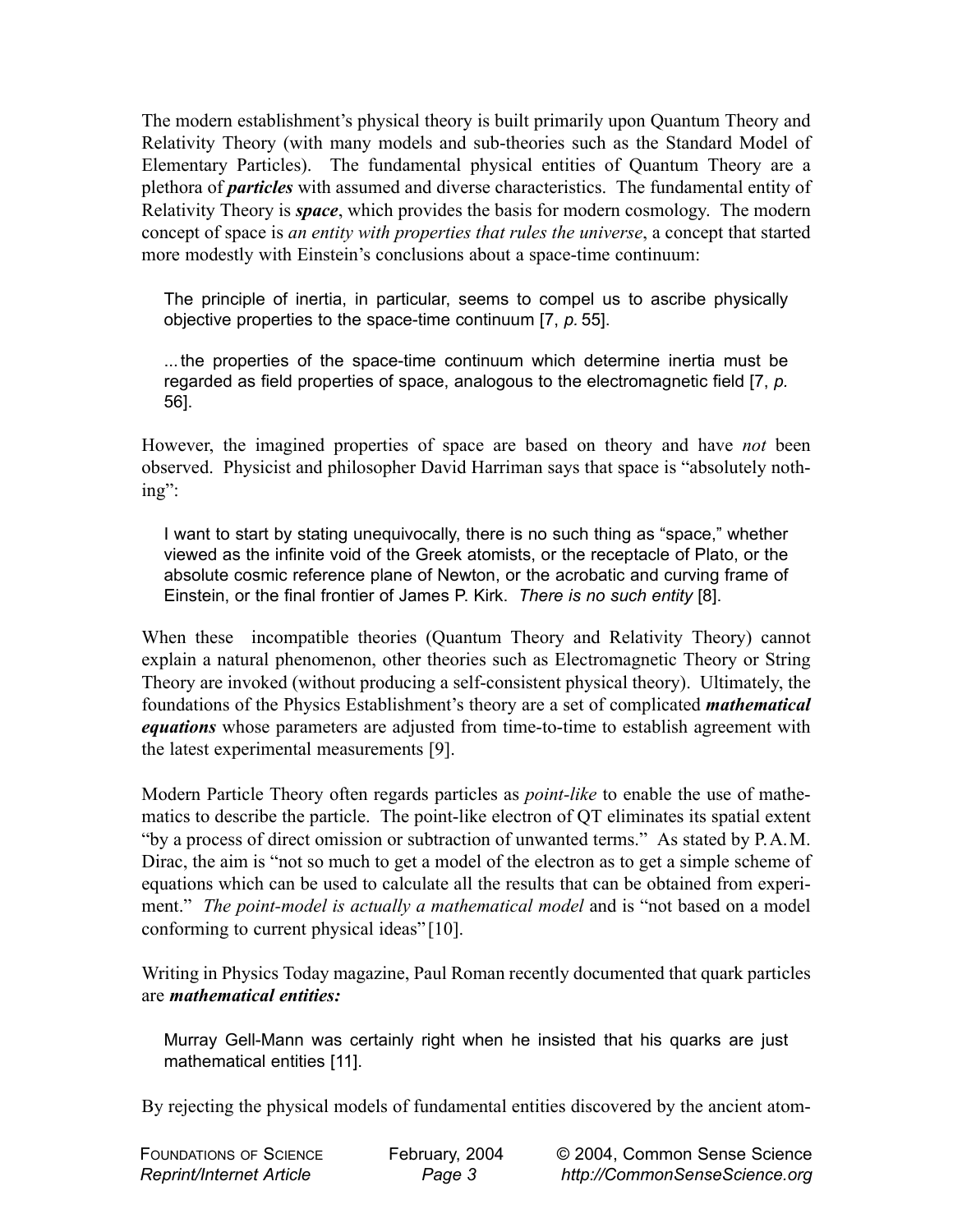The modern establishment's physical theory is built primarily upon Quantum Theory and Relativity Theory (with many models and sub-theories such as the Standard Model of Elementary Particles). The fundamental physical entities of Quantum Theory are a plethora of ***particles*** with assumed and diverse characteristics. The fundamental entity of Relativity Theory is ***space***, which provides the basis for modern cosmology. The modern concept of space is *an entity with properties that rules the universe*, a concept that started more modestly with Einstein's conclusions about a space-time continuum:

> The principle of inertia, in particular, seems to compel us to ascribe physically objective properties to the space-time continuum [7, *p.* 55].
>
> ... the properties of the space-time continuum which determine inertia must be regarded as field properties of space, analogous to the electromagnetic field [7, *p.* 56].

However, the imagined properties of space are based on theory and have *not* been observed. Physicist and philosopher David Harriman says that space is "absolutely nothing":

> I want to start by stating unequivocally, there is no such thing as "space," whether viewed as the infinite void of the Greek atomists, or the receptacle of Plato, or the absolute cosmic reference plane of Newton, or the acrobatic and curving frame of Einstein, or the final frontier of James P. Kirk. *There is no such entity* [8].

When these incompatible theories (Quantum Theory and Relativity Theory) cannot explain a natural phenomenon, other theories such as Electromagnetic Theory or String Theory are invoked (without producing a self-consistent physical theory). Ultimately, the foundations of the Physics Establishment's theory are a set of complicated ***mathematical equations*** whose parameters are adjusted from time-to-time to establish agreement with the latest experimental measurements [9].

Modern Particle Theory often regards particles as *point-like* to enable the use of mathematics to describe the particle. The point-like electron of QT eliminates its spatial extent "by a process of direct omission or subtraction of unwanted terms." As stated by P. A. M. Dirac, the aim is "not so much to get a model of the electron as to get a simple scheme of equations which can be used to calculate all the results that can be obtained from experiment." *The point-model is actually a mathematical model* and is "not based on a model conforming to current physical ideas" [10].

Writing in Physics Today magazine, Paul Roman recently documented that quark particles are ***mathematical entities:***

> Murray Gell-Mann was certainly right when he insisted that his quarks are just mathematical entities [11].

By rejecting the physical models of fundamental entities discovered by the ancient atom-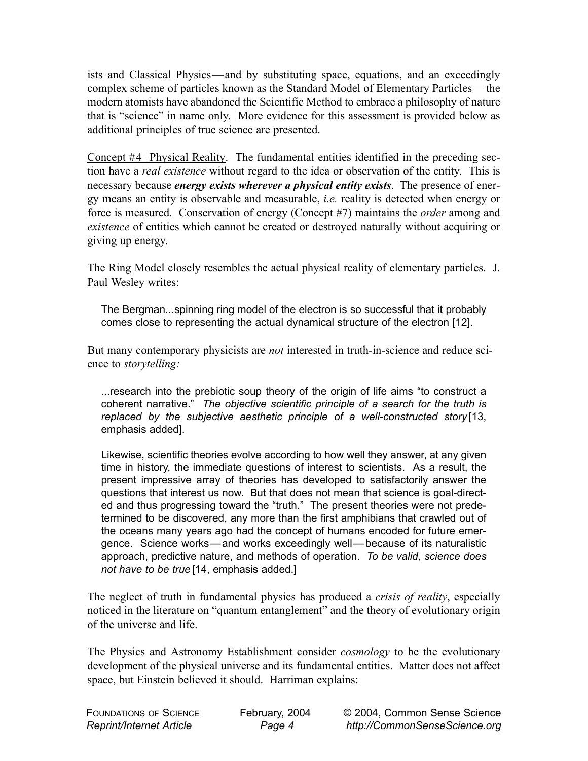ists and Classical Physics—and by substituting space, equations, and an exceedingly complex scheme of particles known as the Standard Model of Elementary Particles—the modern atomists have abandoned the Scientific Method to embrace a philosophy of nature that is "science" in name only. More evidence for this assessment is provided below as additional principles of true science are presented.

Concept #4–Physical Reality. The fundamental entities identified in the preceding section have a *real existence* without regard to the idea or observation of the entity. This is necessary because ***energy exists wherever a physical entity exists***. The presence of energy means an entity is observable and measurable, *i.e.* reality is detected when energy or force is measured. Conservation of energy (Concept #7) maintains the *order* among and *existence* of entities which cannot be created or destroyed naturally without acquiring or giving up energy.

The Ring Model closely resembles the actual physical reality of elementary particles. J. Paul Wesley writes:

> The Bergman...spinning ring model of the electron is so successful that it probably comes close to representing the actual dynamical structure of the electron [12].

But many contemporary physicists are *not* interested in truth-in-science and reduce science to *storytelling:*

> ...research into the prebiotic soup theory of the origin of life aims "to construct a coherent narrative." *The objective scientific principle of a search for the truth is replaced by the subjective aesthetic principle of a well-constructed story* [13, emphasis added].
>
> Likewise, scientific theories evolve according to how well they answer, at any given time in history, the immediate questions of interest to scientists. As a result, the present impressive array of theories has developed to satisfactorily answer the questions that interest us now. But that does not mean that science is goal-directed and thus progressing toward the "truth." The present theories were not predetermined to be discovered, any more than the first amphibians that crawled out of the oceans many years ago had the concept of humans encoded for future emergence. Science works—and works exceedingly well—because of its naturalistic approach, predictive nature, and methods of operation. *To be valid, science does not have to be true* [14, emphasis added.]

The neglect of truth in fundamental physics has produced a *crisis of reality*, especially noticed in the literature on "quantum entanglement" and the theory of evolutionary origin of the universe and life.

The Physics and Astronomy Establishment consider *cosmology* to be the evolutionary development of the physical universe and its fundamental entities. Matter does not affect space, but Einstein believed it should. Harriman explains: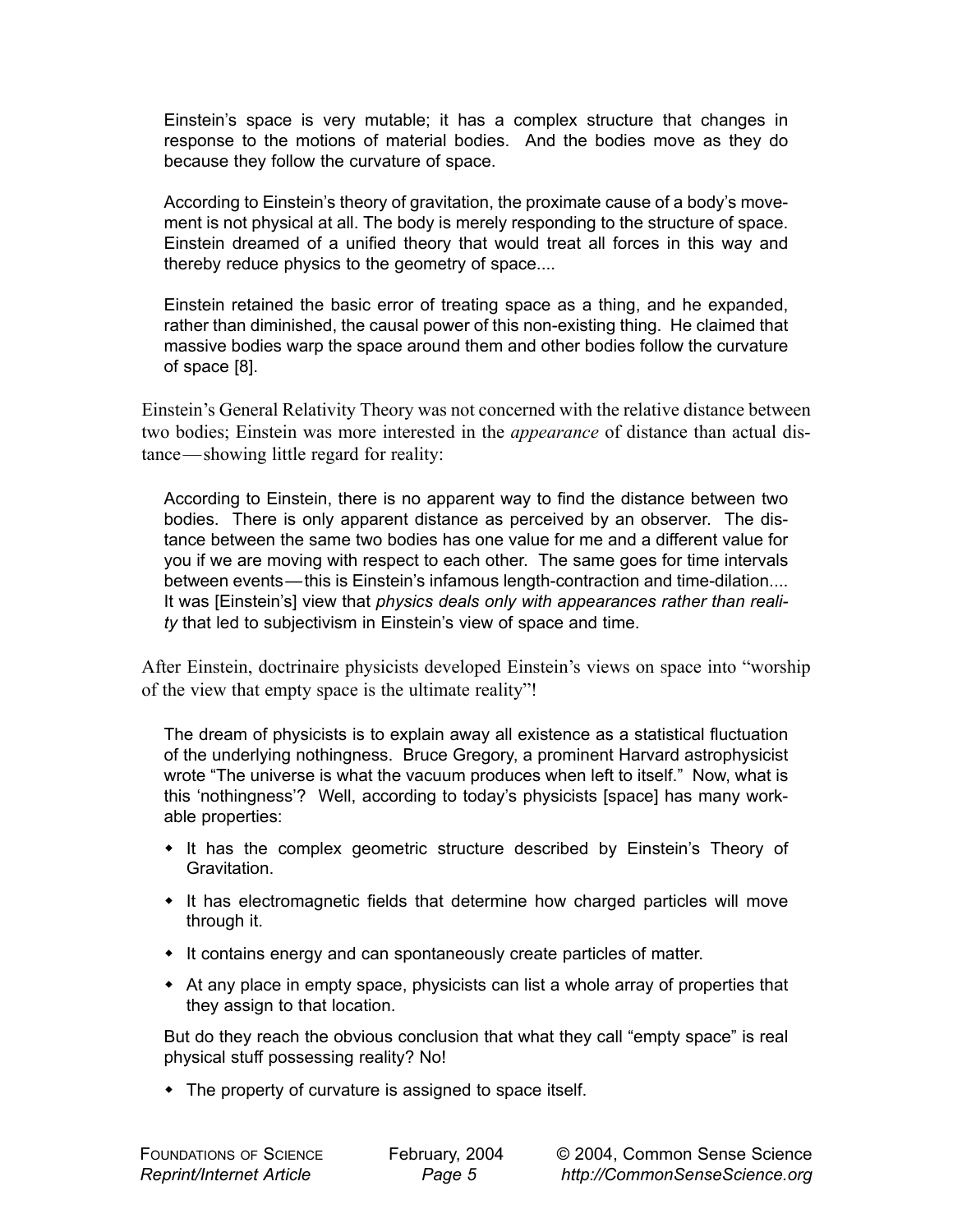> Einstein's space is very mutable; it has a complex structure that changes in response to the motions of material bodies. And the bodies move as they do because they follow the curvature of space.
>
> According to Einstein's theory of gravitation, the proximate cause of a body's movement is not physical at all. The body is merely responding to the structure of space. Einstein dreamed of a unified theory that would treat all forces in this way and thereby reduce physics to the geometry of space....
>
> Einstein retained the basic error of treating space as a thing, and he expanded, rather than diminished, the causal power of this non-existing thing. He claimed that massive bodies warp the space around them and other bodies follow the curvature of space [8].

Einstein's General Relativity Theory was not concerned with the relative distance between two bodies; Einstein was more interested in the *appearance* of distance than actual distance—showing little regard for reality:

> According to Einstein, there is no apparent way to find the distance between two bodies. There is only apparent distance as perceived by an observer. The distance between the same two bodies has one value for me and a different value for you if we are moving with respect to each other. The same goes for time intervals between events—this is Einstein's infamous length-contraction and time-dilation.... It was [Einstein's] view that *physics deals only with appearances rather than reality* that led to subjectivism in Einstein's view of space and time.

After Einstein, doctrinaire physicists developed Einstein's views on space into "worship of the view that empty space is the ultimate reality"!

> The dream of physicists is to explain away all existence as a statistical fluctuation of the underlying nothingness. Bruce Gregory, a prominent Harvard astrophysicist wrote "The universe is what the vacuum produces when left to itself." Now, what is this 'nothingness'? Well, according to today's physicists [space] has many workable properties:
>
> - It has the complex geometric structure described by Einstein's Theory of Gravitation.
> - It has electromagnetic fields that determine how charged particles will move through it.
> - It contains energy and can spontaneously create particles of matter.
> - At any place in empty space, physicists can list a whole array of properties that they assign to that location.
>
> But do they reach the obvious conclusion that what they call "empty space" is real physical stuff possessing reality? No!
>
> - The property of curvature is assigned to space itself.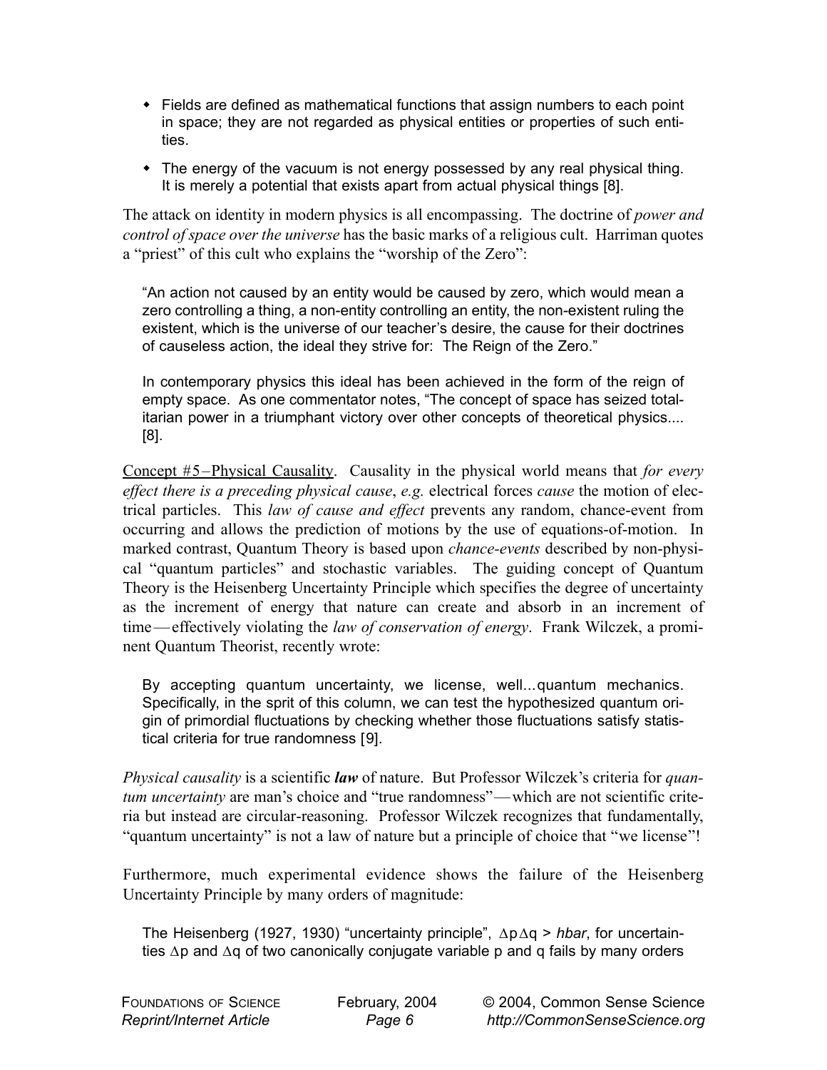- Fields are defined as mathematical functions that assign numbers to each point in space; they are not regarded as physical entities or properties of such entities.
- The energy of the vacuum is not energy possessed by any real physical thing. It is merely a potential that exists apart from actual physical things [8].

The attack on identity in modern physics is all encompassing. The doctrine of *power and control of space over the universe* has the basic marks of a religious cult. Harriman quotes a "priest" of this cult who explains the "worship of the Zero":

> "An action not caused by an entity would be caused by zero, which would mean a zero controlling a thing, a non-entity controlling an entity, the non-existent ruling the existent, which is the universe of our teacher's desire, the cause for their doctrines of causeless action, the ideal they strive for: The Reign of the Zero."
>
> In contemporary physics this ideal has been achieved in the form of the reign of empty space. As one commentator notes, "The concept of space has seized totalitarian power in a triumphant victory over other concepts of theoretical physics.... [8].

Concept #5 − Physical Causality. Causality in the physical world means that *for every effect there is a preceding physical cause*, *e.g.* electrical forces *cause* the motion of electrical particles. This *law of cause and effect* prevents any random, chance-event from occurring and allows the prediction of motions by the use of equations-of-motion. In marked contrast, Quantum Theory is based upon *chance-events* described by non-physical "quantum particles" and stochastic variables. The guiding concept of Quantum Theory is the Heisenberg Uncertainty Principle which specifies the degree of uncertainty as the increment of energy that nature can create and absorb in an increment of time — effectively violating the *law of conservation of energy*. Frank Wilczek, a prominent Quantum Theorist, recently wrote:

> By accepting quantum uncertainty, we license, well...quantum mechanics. Specifically, in the sprit of this column, we can test the hypothesized quantum origin of primordial fluctuations by checking whether those fluctuations satisfy statistical criteria for true randomness [9].

*Physical causality* is a scientific ***law*** of nature. But Professor Wilczek's criteria for *quantum uncertainty* are man's choice and "true randomness" — which are not scientific criteria but instead are circular-reasoning. Professor Wilczek recognizes that fundamentally, "quantum uncertainty" is not a law of nature but a principle of choice that "we license"!

Furthermore, much experimental evidence shows the failure of the Heisenberg Uncertainty Principle by many orders of magnitude:

> The Heisenberg (1927, 1930) "uncertainty principle", $\Delta p \Delta q > hbar$, for uncertainties $\Delta p$ and $\Delta q$ of two canonically conjugate variable p and q fails by many orders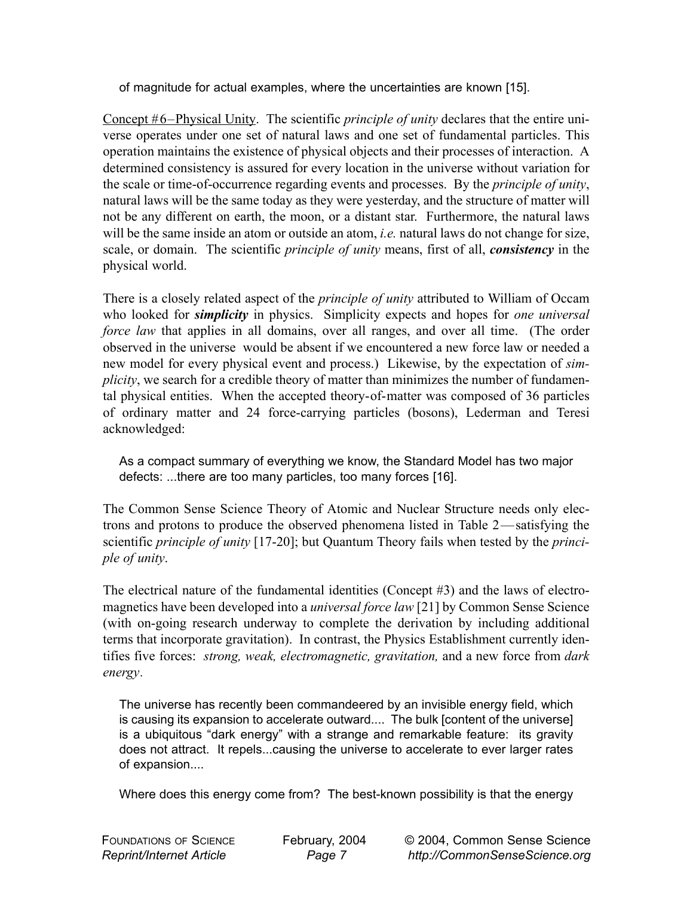of magnitude for actual examples, where the uncertainties are known [15].

Concept #6–Physical Unity. The scientific *principle of unity* declares that the entire universe operates under one set of natural laws and one set of fundamental particles. This operation maintains the existence of physical objects and their processes of interaction. A determined consistency is assured for every location in the universe without variation for the scale or time-of-occurrence regarding events and processes. By the *principle of unity*, natural laws will be the same today as they were yesterday, and the structure of matter will not be any different on earth, the moon, or a distant star. Furthermore, the natural laws will be the same inside an atom or outside an atom, *i.e.* natural laws do not change for size, scale, or domain. The scientific *principle of unity* means, first of all, ***consistency*** in the physical world.

There is a closely related aspect of the *principle of unity* attributed to William of Occam who looked for ***simplicity*** in physics. Simplicity expects and hopes for *one universal force law* that applies in all domains, over all ranges, and over all time. (The order observed in the universe would be absent if we encountered a new force law or needed a new model for every physical event and process.) Likewise, by the expectation of *simplicity*, we search for a credible theory of matter than minimizes the number of fundamental physical entities. When the accepted theory-of-matter was composed of 36 particles of ordinary matter and 24 force-carrying particles (bosons), Lederman and Teresi acknowledged:

> As a compact summary of everything we know, the Standard Model has two major defects: ...there are too many particles, too many forces [16].

The Common Sense Science Theory of Atomic and Nuclear Structure needs only electrons and protons to produce the observed phenomena listed in Table 2—satisfying the scientific *principle of unity* [17-20]; but Quantum Theory fails when tested by the *principle of unity*.

The electrical nature of the fundamental identities (Concept #3) and the laws of electromagnetics have been developed into a *universal force law* [21] by Common Sense Science (with on-going research underway to complete the derivation by including additional terms that incorporate gravitation). In contrast, the Physics Establishment currently identifies five forces: *strong, weak, electromagnetic, gravitation,* and a new force from *dark energy*.

> The universe has recently been commandeered by an invisible energy field, which is causing its expansion to accelerate outward.... The bulk [content of the universe] is a ubiquitous "dark energy" with a strange and remarkable feature: its gravity does not attract. It repels...causing the universe to accelerate to ever larger rates of expansion....
>
> Where does this energy come from? The best-known possibility is that the energy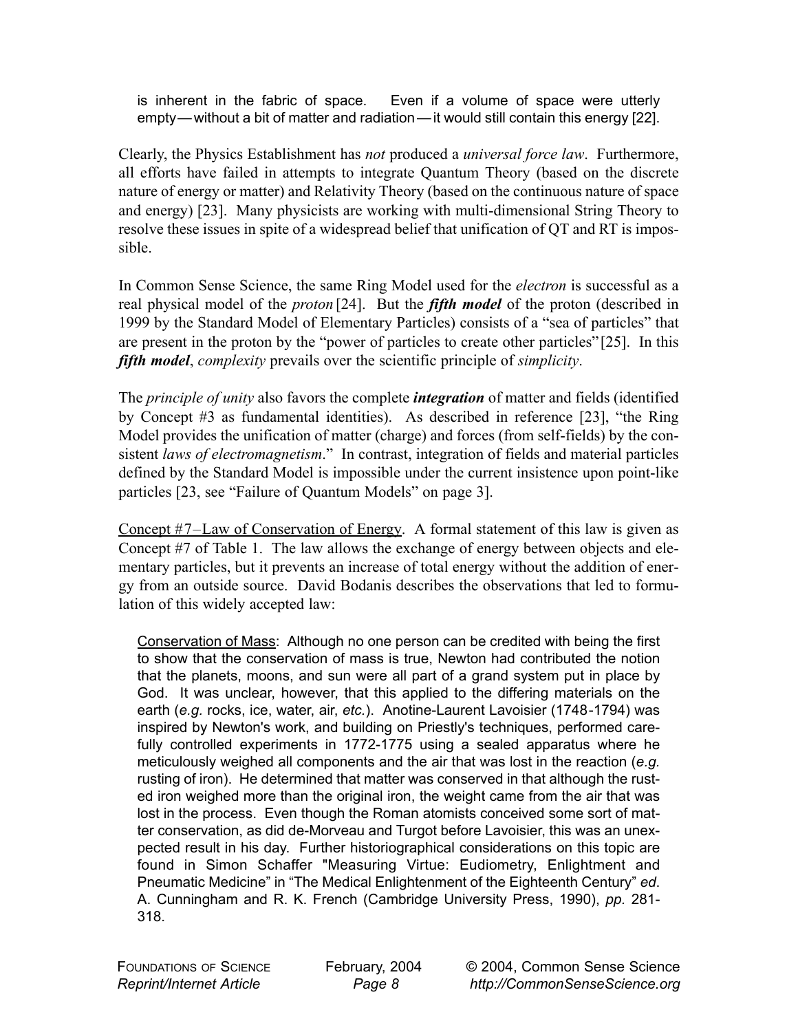> is inherent in the fabric of space. Even if a volume of space were utterly empty — without a bit of matter and radiation — it would still contain this energy [22].

Clearly, the Physics Establishment has *not* produced a *universal force law*. Furthermore, all efforts have failed in attempts to integrate Quantum Theory (based on the discrete nature of energy or matter) and Relativity Theory (based on the continuous nature of space and energy) [23]. Many physicists are working with multi-dimensional String Theory to resolve these issues in spite of a widespread belief that unification of QT and RT is impossible.

In Common Sense Science, the same Ring Model used for the *electron* is successful as a real physical model of the *proton* [24]. But the ***fifth model*** of the proton (described in 1999 by the Standard Model of Elementary Particles) consists of a "sea of particles" that are present in the proton by the "power of particles to create other particles" [25]. In this ***fifth model***, *complexity* prevails over the scientific principle of *simplicity*.

The *principle of unity* also favors the complete ***integration*** of matter and fields (identified by Concept #3 as fundamental identities). As described in reference [23], "the Ring Model provides the unification of matter (charge) and forces (from self-fields) by the consistent *laws of electromagnetism*." In contrast, integration of fields and material particles defined by the Standard Model is impossible under the current insistence upon point-like particles [23, see "Failure of Quantum Models" on page 3].

<u>Concept #7−Law of Conservation of Energy</u>. A formal statement of this law is given as Concept #7 of Table 1. The law allows the exchange of energy between objects and elementary particles, but it prevents an increase of total energy without the addition of energy from an outside source. David Bodanis describes the observations that led to formulation of this widely accepted law:

> <u>Conservation of Mass</u>: Although no one person can be credited with being the first to show that the conservation of mass is true, Newton had contributed the notion that the planets, moons, and sun were all part of a grand system put in place by God. It was unclear, however, that this applied to the differing materials on the earth (*e.g.* rocks, ice, water, air, *etc.*). Anotine-Laurent Lavoisier (1748-1794) was inspired by Newton's work, and building on Priestly's techniques, performed carefully controlled experiments in 1772-1775 using a sealed apparatus where he meticulously weighed all components and the air that was lost in the reaction (*e.g.* rusting of iron). He determined that matter was conserved in that although the rusted iron weighed more than the original iron, the weight came from the air that was lost in the process. Even though the Roman atomists conceived some sort of matter conservation, as did de-Morveau and Turgot before Lavoisier, this was an unexpected result in his day. Further historiographical considerations on this topic are found in Simon Schaffer "Measuring Virtue: Eudiometry, Enlightment and Pneumatic Medicine" in "The Medical Enlightenment of the Eighteenth Century" *ed.* A. Cunningham and R. K. French (Cambridge University Press, 1990), *pp.* 281-318.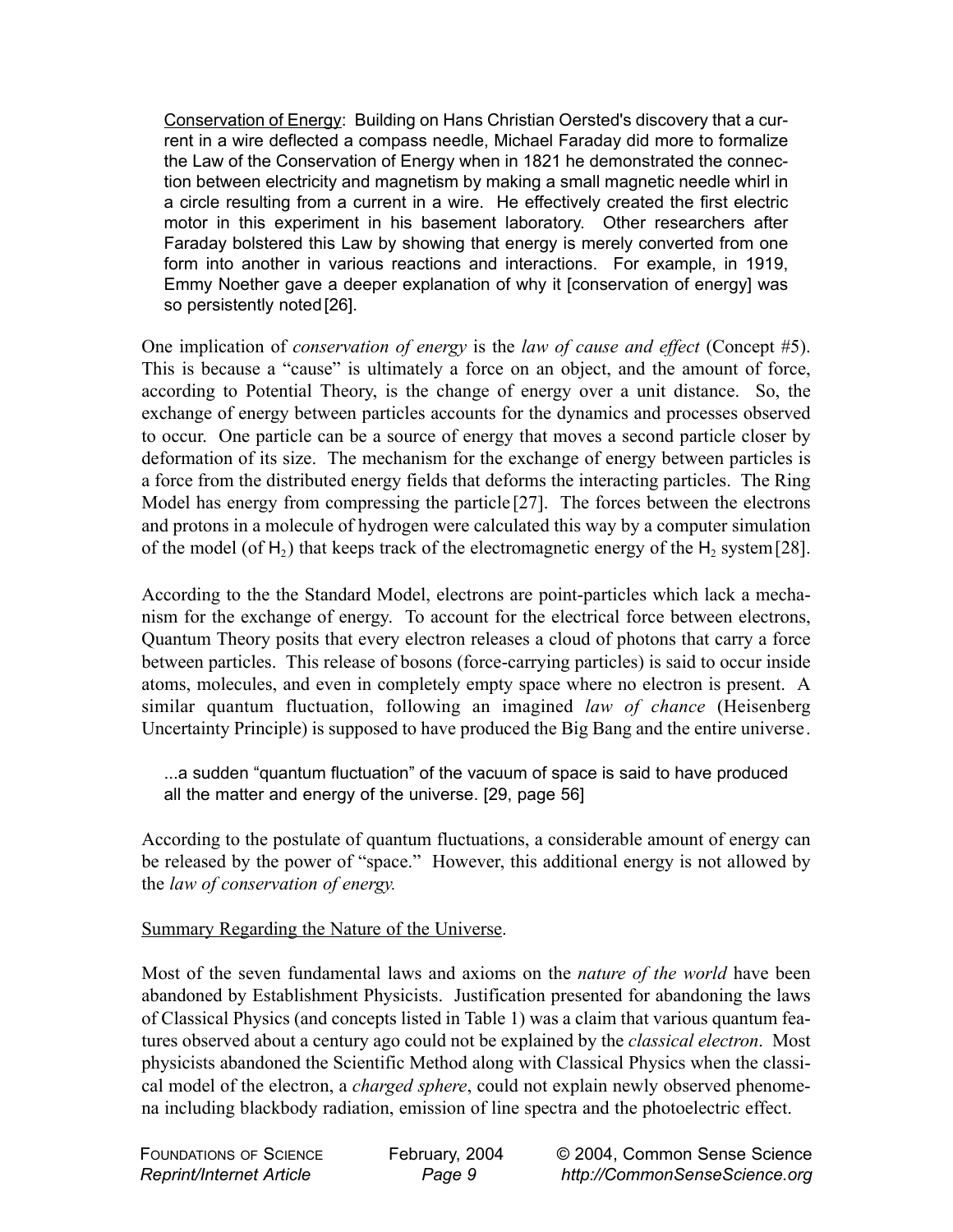> Conservation of Energy: Building on Hans Christian Oersted's discovery that a current in a wire deflected a compass needle, Michael Faraday did more to formalize the Law of the Conservation of Energy when in 1821 he demonstrated the connection between electricity and magnetism by making a small magnetic needle whirl in a circle resulting from a current in a wire. He effectively created the first electric motor in this experiment in his basement laboratory. Other researchers after Faraday bolstered this Law by showing that energy is merely converted from one form into another in various reactions and interactions. For example, in 1919, Emmy Noether gave a deeper explanation of why it [conservation of energy] was so persistently noted [26].

One implication of *conservation of energy* is the *law of cause and effect* (Concept #5). This is because a "cause" is ultimately a force on an object, and the amount of force, according to Potential Theory, is the change of energy over a unit distance. So, the exchange of energy between particles accounts for the dynamics and processes observed to occur. One particle can be a source of energy that moves a second particle closer by deformation of its size. The mechanism for the exchange of energy between particles is a force from the distributed energy fields that deforms the interacting particles. The Ring Model has energy from compressing the particle [27]. The forces between the electrons and protons in a molecule of hydrogen were calculated this way by a computer simulation of the model (of $H_2$) that keeps track of the electromagnetic energy of the $H_2$ system [28].

According to the the Standard Model, electrons are point-particles which lack a mechanism for the exchange of energy. To account for the electrical force between electrons, Quantum Theory posits that every electron releases a cloud of photons that carry a force between particles. This release of bosons (force-carrying particles) is said to occur inside atoms, molecules, and even in completely empty space where no electron is present. A similar quantum fluctuation, following an imagined *law of chance* (Heisenberg Uncertainty Principle) is supposed to have produced the Big Bang and the entire universe.

> ...a sudden "quantum fluctuation" of the vacuum of space is said to have produced all the matter and energy of the universe. [29, page 56]

According to the postulate of quantum fluctuations, a considerable amount of energy can be released by the power of "space." However, this additional energy is not allowed by the *law of conservation of energy.*

Summary Regarding the Nature of the Universe.

Most of the seven fundamental laws and axioms on the *nature of the world* have been abandoned by Establishment Physicists. Justification presented for abandoning the laws of Classical Physics (and concepts listed in Table 1) was a claim that various quantum features observed about a century ago could not be explained by the *classical electron*. Most physicists abandoned the Scientific Method along with Classical Physics when the classical model of the electron, a *charged sphere*, could not explain newly observed phenomena including blackbody radiation, emission of line spectra and the photoelectric effect.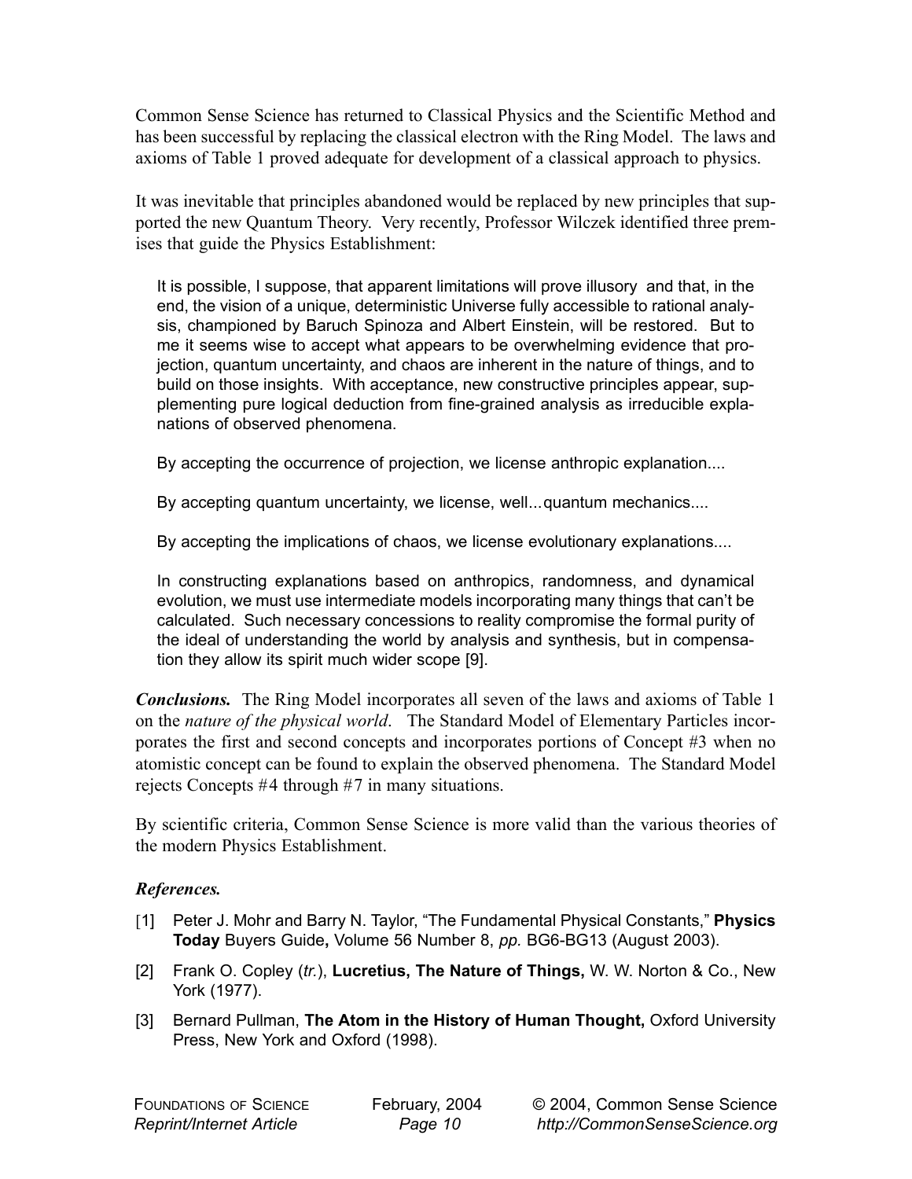Common Sense Science has returned to Classical Physics and the Scientific Method and has been successful by replacing the classical electron with the Ring Model. The laws and axioms of Table 1 proved adequate for development of a classical approach to physics.

It was inevitable that principles abandoned would be replaced by new principles that supported the new Quantum Theory. Very recently, Professor Wilczek identified three premises that guide the Physics Establishment:

> It is possible, I suppose, that apparent limitations will prove illusory and that, in the end, the vision of a unique, deterministic Universe fully accessible to rational analysis, championed by Baruch Spinoza and Albert Einstein, will be restored. But to me it seems wise to accept what appears to be overwhelming evidence that projection, quantum uncertainty, and chaos are inherent in the nature of things, and to build on those insights. With acceptance, new constructive principles appear, supplementing pure logical deduction from fine-grained analysis as irreducible explanations of observed phenomena.
>
> By accepting the occurrence of projection, we license anthropic explanation....
>
> By accepting quantum uncertainty, we license, well...quantum mechanics....
>
> By accepting the implications of chaos, we license evolutionary explanations....
>
> In constructing explanations based on anthropics, randomness, and dynamical evolution, we must use intermediate models incorporating many things that can't be calculated. Such necessary concessions to reality compromise the formal purity of the ideal of understanding the world by analysis and synthesis, but in compensation they allow its spirit much wider scope [9].

***Conclusions.*** The Ring Model incorporates all seven of the laws and axioms of Table 1 on the *nature of the physical world*. The Standard Model of Elementary Particles incorporates the first and second concepts and incorporates portions of Concept #3 when no atomistic concept can be found to explain the observed phenomena. The Standard Model rejects Concepts #4 through #7 in many situations.

By scientific criteria, Common Sense Science is more valid than the various theories of the modern Physics Establishment.

### *References.*

[1] Peter J. Mohr and Barry N. Taylor, "The Fundamental Physical Constants," **Physics Today** Buyers Guide**,** Volume 56 Number 8, *pp.* BG6-BG13 (August 2003).

[2] Frank O. Copley (*tr.*), **Lucretius, The Nature of Things,** W. W. Norton & Co., New York (1977).

[3] Bernard Pullman, **The Atom in the History of Human Thought,** Oxford University Press, New York and Oxford (1998).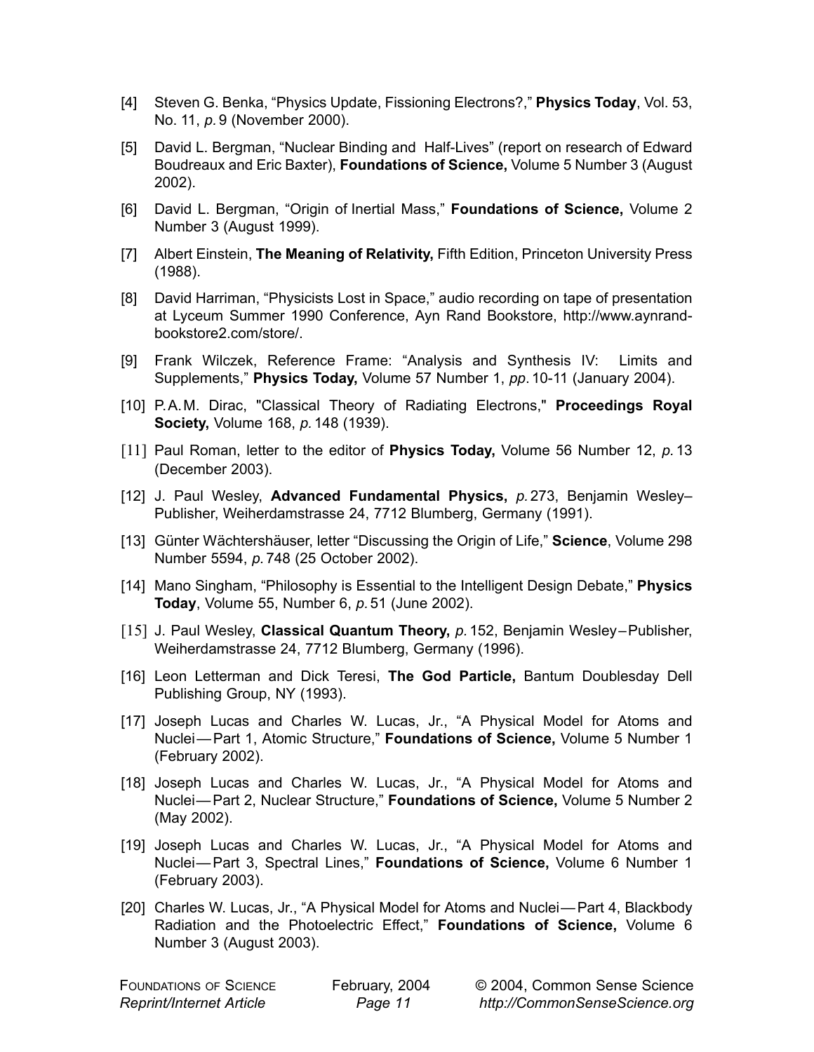[4] Steven G. Benka, “Physics Update, Fissioning Electrons?,” **Physics Today**, Vol. 53, No. 11, *p.* 9 (November 2000).

[5] David L. Bergman, “Nuclear Binding and Half-Lives” (report on research of Edward Boudreaux and Eric Baxter), **Foundations of Science,** Volume 5 Number 3 (August 2002).

[6] David L. Bergman, “Origin of Inertial Mass,” **Foundations of Science,** Volume 2 Number 3 (August 1999).

[7] Albert Einstein, **The Meaning of Relativity,** Fifth Edition, Princeton University Press (1988).

[8] David Harriman, “Physicists Lost in Space,” audio recording on tape of presentation at Lyceum Summer 1990 Conference, Ayn Rand Bookstore, http://www.aynrand-bookstore2.com/store/.

[9] Frank Wilczek, Reference Frame: “Analysis and Synthesis IV: Limits and Supplements,” **Physics Today,** Volume 57 Number 1, *pp.* 10-11 (January 2004).

[10] P.A.M. Dirac, "Classical Theory of Radiating Electrons," **Proceedings Royal Society,** Volume 168, *p.* 148 (1939).

[11] Paul Roman, letter to the editor of **Physics Today,** Volume 56 Number 12, *p.* 13 (December 2003).

[12] J. Paul Wesley, **Advanced Fundamental Physics,** *p.* 273, Benjamin Wesley–Publisher, Weiherdamstrasse 24, 7712 Blumberg, Germany (1991).

[13] Günter Wächtershäuser, letter “Discussing the Origin of Life,” **Science**, Volume 298 Number 5594, *p.* 748 (25 October 2002).

[14] Mano Singham, “Philosophy is Essential to the Intelligent Design Debate,” **Physics Today**, Volume 55, Number 6, *p.* 51 (June 2002).

[15] J. Paul Wesley, **Classical Quantum Theory,** *p.* 152, Benjamin Wesley–Publisher, Weiherdamstrasse 24, 7712 Blumberg, Germany (1996).

[16] Leon Letterman and Dick Teresi, **The God Particle,** Bantum Doublesday Dell Publishing Group, NY (1993).

[17] Joseph Lucas and Charles W. Lucas, Jr., “A Physical Model for Atoms and Nuclei—Part 1, Atomic Structure,” **Foundations of Science,** Volume 5 Number 1 (February 2002).

[18] Joseph Lucas and Charles W. Lucas, Jr., “A Physical Model for Atoms and Nuclei—Part 2, Nuclear Structure,” **Foundations of Science,** Volume 5 Number 2 (May 2002).

[19] Joseph Lucas and Charles W. Lucas, Jr., “A Physical Model for Atoms and Nuclei—Part 3, Spectral Lines,” **Foundations of Science,** Volume 6 Number 1 (February 2003).

[20] Charles W. Lucas, Jr., “A Physical Model for Atoms and Nuclei—Part 4, Blackbody Radiation and the Photoelectric Effect,” **Foundations of Science,** Volume 6 Number 3 (August 2003).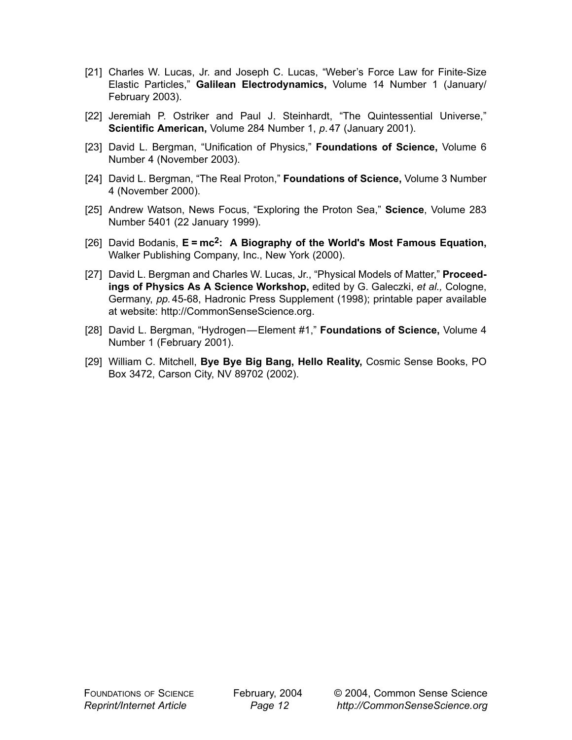[21] Charles W. Lucas, Jr. and Joseph C. Lucas, “Weber’s Force Law for Finite-Size Elastic Particles,” **Galilean Electrodynamics,** Volume 14 Number 1 (January/ February 2003).

[22] Jeremiah P. Ostriker and Paul J. Steinhardt, “The Quintessential Universe,” **Scientific American,** Volume 284 Number 1, *p.* 47 (January 2001).

[23] David L. Bergman, “Unification of Physics,” **Foundations of Science,** Volume 6 Number 4 (November 2003).

[24] David L. Bergman, “The Real Proton,” **Foundations of Science,** Volume 3 Number 4 (November 2000).

[25] Andrew Watson, News Focus, “Exploring the Proton Sea,” **Science**, Volume 283 Number 5401 (22 January 1999).

[26] David Bodanis, **$E = mc^2$: A Biography of the World's Most Famous Equation,** Walker Publishing Company, Inc., New York (2000).

[27] David L. Bergman and Charles W. Lucas, Jr., “Physical Models of Matter,” **Proceedings of Physics As A Science Workshop,** edited by G. Galeczki, *et al.,* Cologne, Germany, *pp.* 45-68, Hadronic Press Supplement (1998); printable paper available at website: http://CommonSenseScience.org.

[28] David L. Bergman, “Hydrogen—Element #1,” **Foundations of Science,** Volume 4 Number 1 (February 2001).

[29] William C. Mitchell, **Bye Bye Big Bang, Hello Reality,** Cosmic Sense Books, PO Box 3472, Carson City, NV 89702 (2002).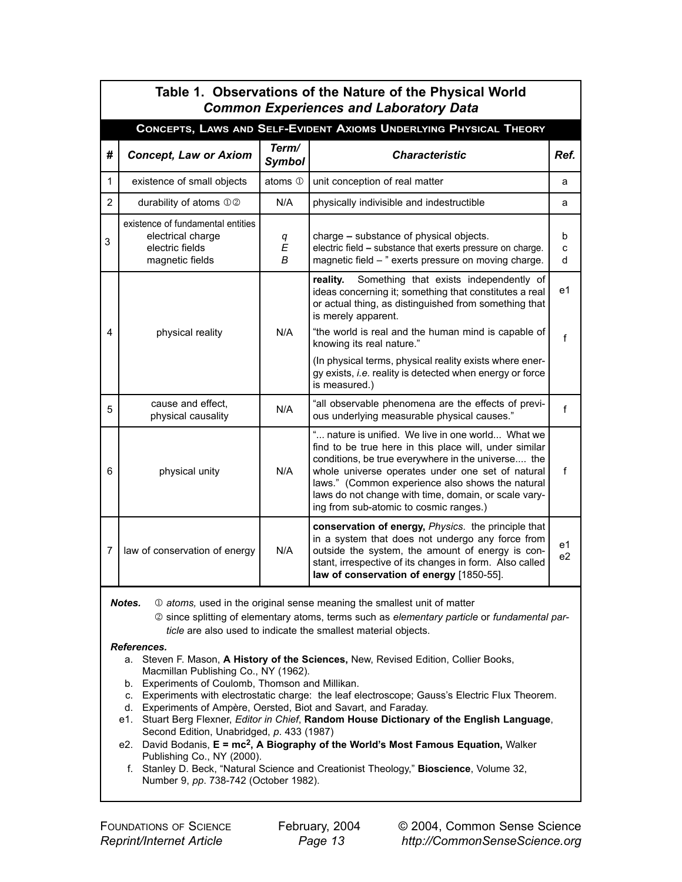## Table 1. Observations of the Nature of the Physical World
### *Common Experiences and Laboratory Data*

**CONCEPTS, LAWS AND SELF-EVIDENT AXIOMS UNDERLYING PHYSICAL THEORY**

| # | *Concept, Law or Axiom* | *Term/ Symbol* | *Characteristic* | *Ref.* |
|---|---|---|---|---|
| 1 | existence of small objects | atoms ① | unit conception of real matter | a |
| 2 | durability of atoms ①② | N/A | physically indivisible and indestructible | a |
| 3 | existence of fundamental entities<br>electrical charge<br>electric fields<br>magnetic fields | <br>*q*<br>*E*<br>*B* | charge – substance of physical objects.<br>electric field – substance that exerts pressure on charge.<br>magnetic field – " exerts pressure on moving charge. | b<br>c<br>d |
| 4 | physical reality | N/A | **reality.** Something that exists independently of ideas concerning it; something that constitutes a real or actual thing, as distinguished from something that is merely apparent.<br>"the world is real and the human mind is capable of knowing its real nature."<br>(In physical terms, physical reality exists where energy exists, *i.e.* reality is detected when energy or force is measured.) | e1<br><br>f |
| 5 | cause and effect, physical causality | N/A | "all observable phenomena are the effects of previous underlying measurable physical causes." | f |
| 6 | physical unity | N/A | "... nature is unified. We live in one world... What we find to be true here in this place will, under similar conditions, be true everywhere in the universe.... the whole universe operates under one set of natural laws." (Common experience also shows the natural laws do not change with time, domain, or scale varying from sub-atomic to cosmic ranges.) | f |
| 7 | law of conservation of energy | N/A | **conservation of energy,** *Physics.* the principle that in a system that does not undergo any force from outside the system, the amount of energy is constant, irrespective of its changes in form. Also called **law of conservation of energy** [1850-55]. | e1<br>e2 |

***Notes.*** ① *atoms,* used in the original sense meaning the smallest unit of matter

② since splitting of elementary atoms, terms such as *elementary particle* or *fundamental particle* are also used to indicate the smallest material objects.

***References.***

- a. Steven F. Mason, **A History of the Sciences,** New, Revised Edition, Collier Books, Macmillan Publishing Co., NY (1962).
- b. Experiments of Coulomb, Thomson and Millikan.
- c. Experiments with electrostatic charge: the leaf electroscope; Gauss's Electric Flux Theorem.
- d. Experiments of Ampère, Oersted, Biot and Savart, and Faraday.
- e1. Stuart Berg Flexner, *Editor in Chief*, **Random House Dictionary of the English Language**, Second Edition, Unabridged, *p.* 433 (1987)
- e2. David Bodanis, **$E = mc^2$, A Biography of the World's Most Famous Equation,** Walker Publishing Co., NY (2000).
- f. Stanley D. Beck, "Natural Science and Creationist Theology," **Bioscience**, Volume 32, Number 9, *pp*. 738-742 (October 1982).